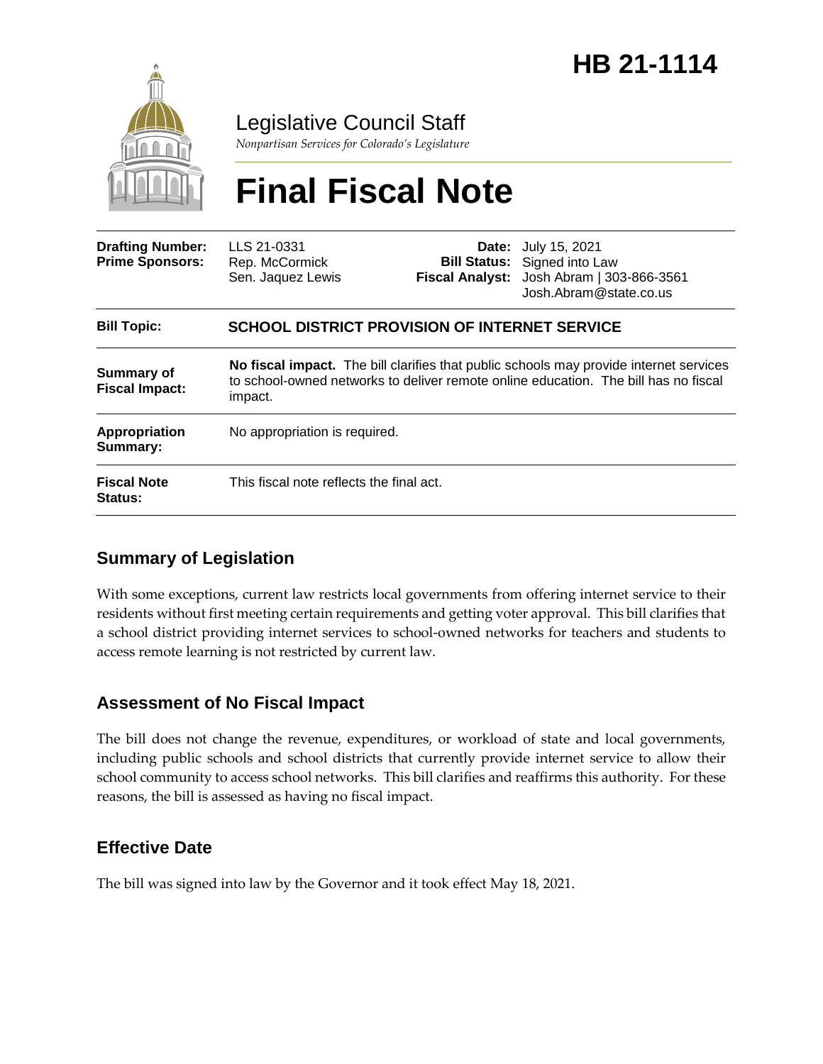# HB 21-1114

Legislative Council Staff

*Nonpartisan Services for Colorado's Legislature*

# Final Fiscal Note

| | | | |
|---|---|---|---|
| **Drafting Number:** | LLS 21-0331 | **Date:** | July 15, 2021 |
| **Prime Sponsors:** | Rep. McCormick<br>Sen. Jaquez Lewis | **Bill Status:** | Signed into Law |
| | | **Fiscal Analyst:** | Josh Abram \| 303-866-3561<br>Josh.Abram@state.co.us |

| | |
|---|---|
| **Bill Topic:** | **SCHOOL DISTRICT PROVISION OF INTERNET SERVICE** |
| **Summary of Fiscal Impact:** | **No fiscal impact.** The bill clarifies that public schools may provide internet services to school-owned networks to deliver remote online education. The bill has no fiscal impact. |
| **Appropriation Summary:** | No appropriation is required. |
| **Fiscal Note Status:** | This fiscal note reflects the final act. |

## Summary of Legislation

With some exceptions, current law restricts local governments from offering internet service to their residents without first meeting certain requirements and getting voter approval. This bill clarifies that a school district providing internet services to school-owned networks for teachers and students to access remote learning is not restricted by current law.

## Assessment of No Fiscal Impact

The bill does not change the revenue, expenditures, or workload of state and local governments, including public schools and school districts that currently provide internet service to allow their school community to access school networks. This bill clarifies and reaffirms this authority. For these reasons, the bill is assessed as having no fiscal impact.

## Effective Date

The bill was signed into law by the Governor and it took effect May 18, 2021.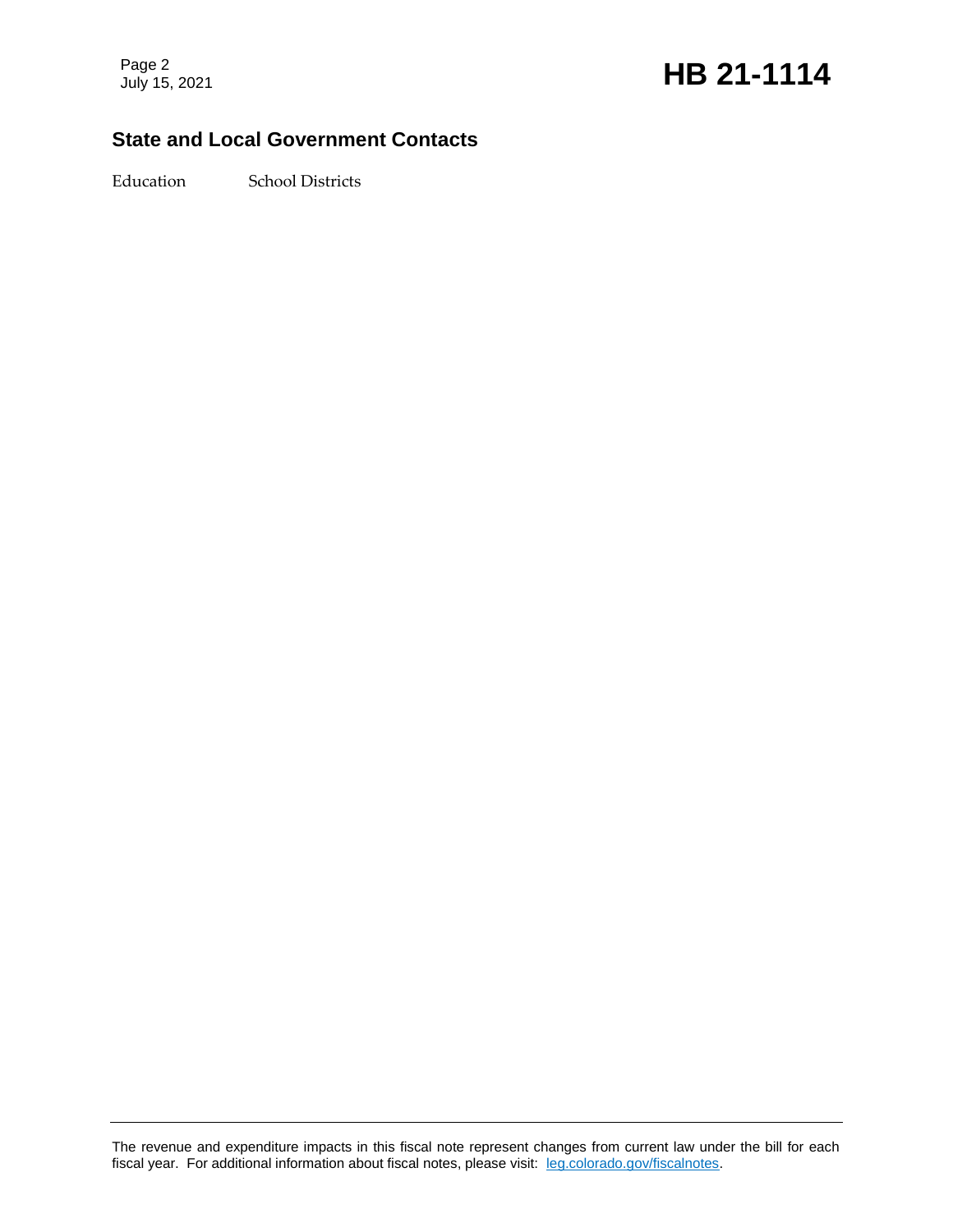## State and Local Government Contacts

Education School Districts

The revenue and expenditure impacts in this fiscal note represent changes from current law under the bill for each fiscal year. For additional information about fiscal notes, please visit: leg.colorado.gov/fiscalnotes.